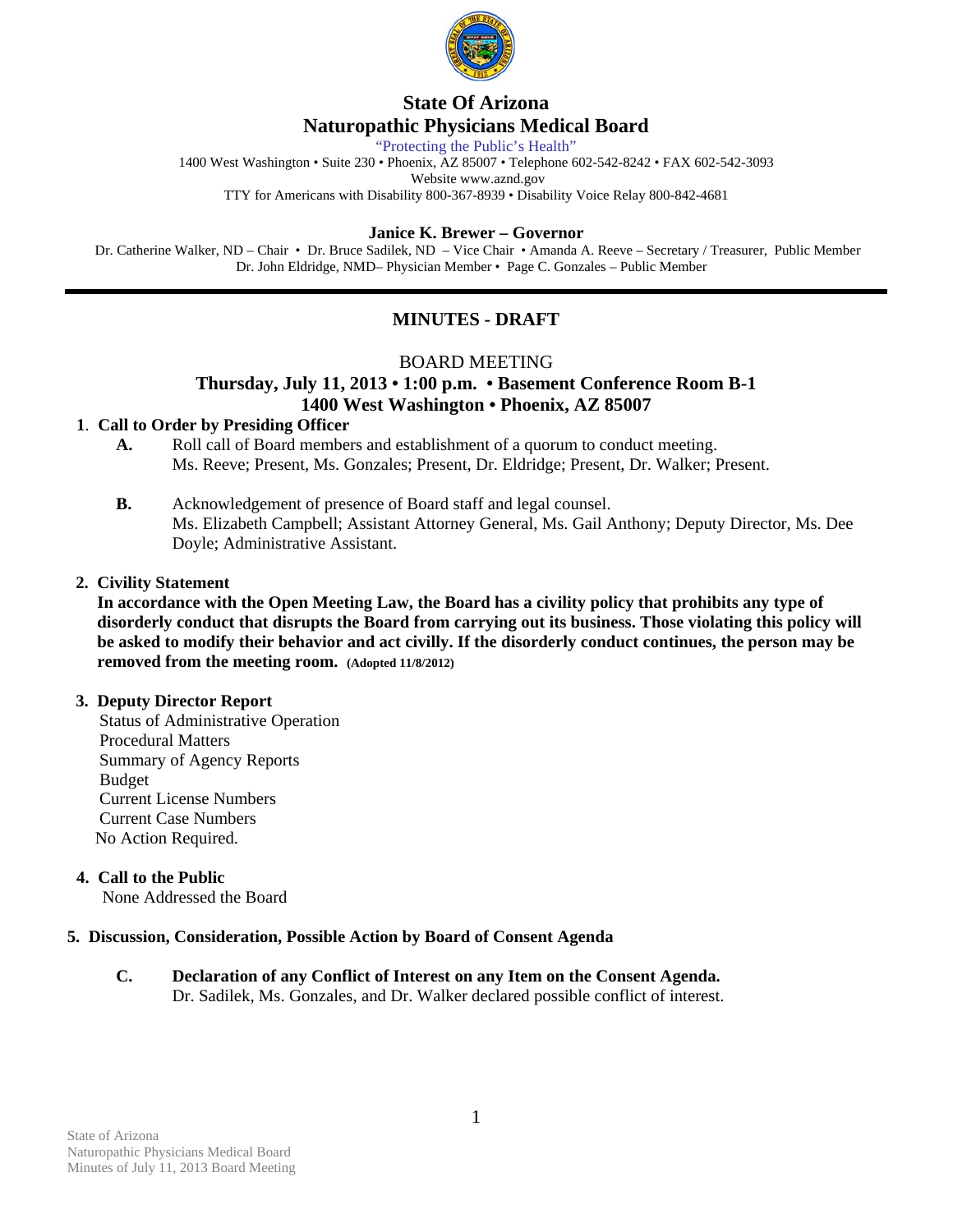# State Of Arizona
# Naturopathic Physicians Medical Board

"Protecting the Public's Health"

1400 West Washington • Suite 230 • Phoenix, AZ 85007 • Telephone 602-542-8242 • FAX 602-542-3093
Website www.aznd.gov
TTY for Americans with Disability 800-367-8939 • Disability Voice Relay 800-842-4681

**Janice K. Brewer – Governor**

Dr. Catherine Walker, ND – Chair • Dr. Bruce Sadilek, ND – Vice Chair • Amanda A. Reeve – Secretary / Treasurer, Public Member
Dr. John Eldridge, NMD– Physician Member • Page C. Gonzales – Public Member

---

## MINUTES - DRAFT

BOARD MEETING
**Thursday, July 11, 2013 • 1:00 p.m. • Basement Conference Room B-1**
**1400 West Washington • Phoenix, AZ 85007**

**1. Call to Order by Presiding Officer**

- **A.** Roll call of Board members and establishment of a quorum to conduct meeting.
  Ms. Reeve; Present, Ms. Gonzales; Present, Dr. Eldridge; Present, Dr. Walker; Present.

- **B.** Acknowledgement of presence of Board staff and legal counsel.
  Ms. Elizabeth Campbell; Assistant Attorney General, Ms. Gail Anthony; Deputy Director, Ms. Dee Doyle; Administrative Assistant.

**2. Civility Statement**

**In accordance with the Open Meeting Law, the Board has a civility policy that prohibits any type of disorderly conduct that disrupts the Board from carrying out its business. Those violating this policy will be asked to modify their behavior and act civilly. If the disorderly conduct continues, the person may be removed from the meeting room. (Adopted 11/8/2012)**

**3. Deputy Director Report**

Status of Administrative Operation
Procedural Matters
Summary of Agency Reports
Budget
Current License Numbers
Current Case Numbers
No Action Required.

**4. Call to the Public**

None Addressed the Board

**5. Discussion, Consideration, Possible Action by Board of Consent Agenda**

- **C. Declaration of any Conflict of Interest on any Item on the Consent Agenda.**
  Dr. Sadilek, Ms. Gonzales, and Dr. Walker declared possible conflict of interest.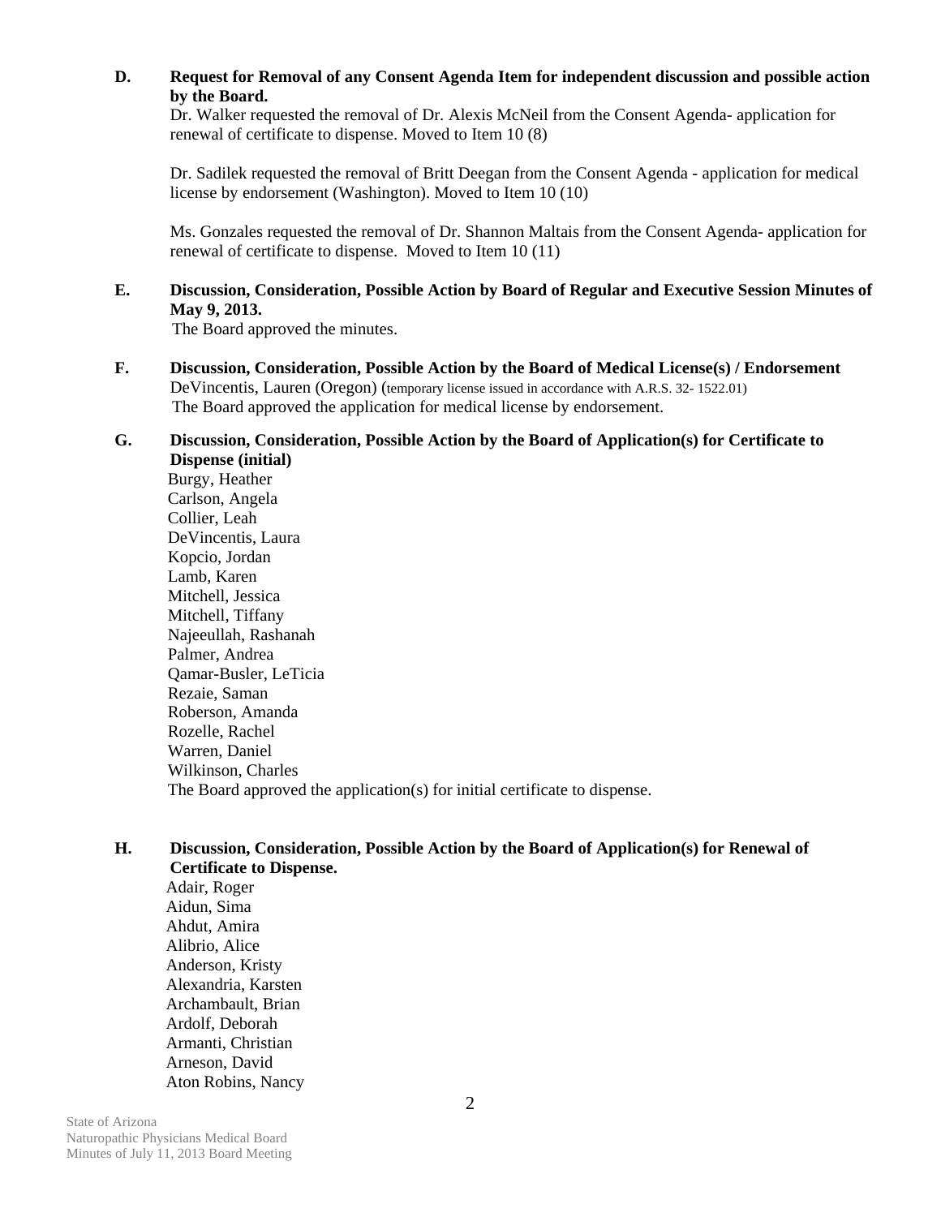**D. Request for Removal of any Consent Agenda Item for independent discussion and possible action by the Board.**

Dr. Walker requested the removal of Dr. Alexis McNeil from the Consent Agenda- application for renewal of certificate to dispense. Moved to Item 10 (8)

Dr. Sadilek requested the removal of Britt Deegan from the Consent Agenda - application for medical license by endorsement (Washington). Moved to Item 10 (10)

Ms. Gonzales requested the removal of Dr. Shannon Maltais from the Consent Agenda- application for renewal of certificate to dispense. Moved to Item 10 (11)

**E. Discussion, Consideration, Possible Action by Board of Regular and Executive Session Minutes of May 9, 2013.**

The Board approved the minutes.

**F. Discussion, Consideration, Possible Action by the Board of Medical License(s) / Endorsement**

DeVincentis, Lauren (Oregon) (temporary license issued in accordance with A.R.S. 32- 1522.01)

The Board approved the application for medical license by endorsement.

**G. Discussion, Consideration, Possible Action by the Board of Application(s) for Certificate to Dispense (initial)**

Burgy, Heather
Carlson, Angela
Collier, Leah
DeVincentis, Laura
Kopcio, Jordan
Lamb, Karen
Mitchell, Jessica
Mitchell, Tiffany
Najeeullah, Rashanah
Palmer, Andrea
Qamar-Busler, LeTicia
Rezaie, Saman
Roberson, Amanda
Rozelle, Rachel
Warren, Daniel
Wilkinson, Charles

The Board approved the application(s) for initial certificate to dispense.

**H. Discussion, Consideration, Possible Action by the Board of Application(s) for Renewal of Certificate to Dispense.**

Adair, Roger
Aidun, Sima
Ahdut, Amira
Alibrio, Alice
Anderson, Kristy
Alexandria, Karsten
Archambault, Brian
Ardolf, Deborah
Armanti, Christian
Arneson, David
Aton Robins, Nancy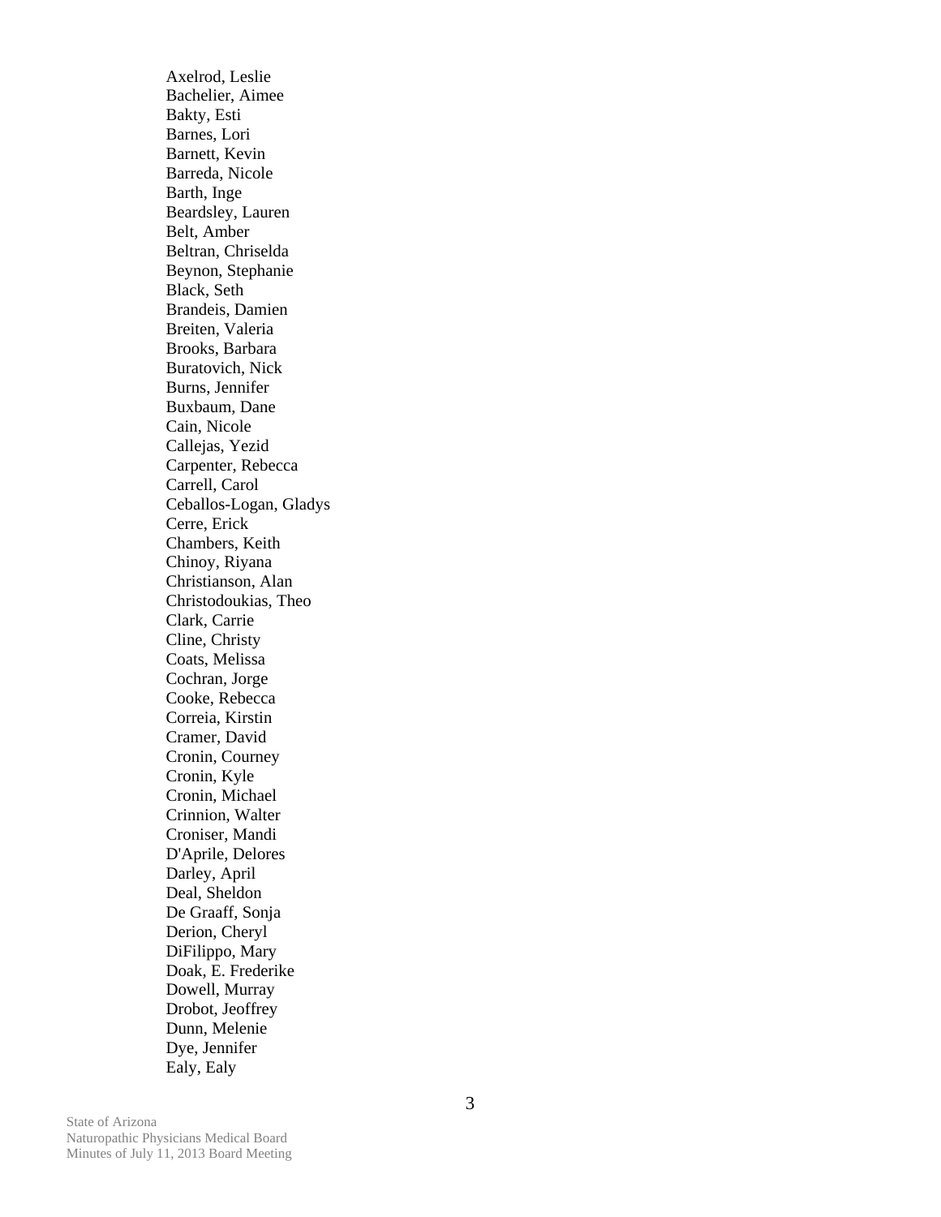Axelrod, Leslie
Bachelier, Aimee
Bakty, Esti
Barnes, Lori
Barnett, Kevin
Barreda, Nicole
Barth, Inge
Beardsley, Lauren
Belt, Amber
Beltran, Chriselda
Beynon, Stephanie
Black, Seth
Brandeis, Damien
Breiten, Valeria
Brooks, Barbara
Buratovich, Nick
Burns, Jennifer
Buxbaum, Dane
Cain, Nicole
Callejas, Yezid
Carpenter, Rebecca
Carrell, Carol
Ceballos-Logan, Gladys
Cerre, Erick
Chambers, Keith
Chinoy, Riyana
Christianson, Alan
Christodoukias, Theo
Clark, Carrie
Cline, Christy
Coats, Melissa
Cochran, Jorge
Cooke, Rebecca
Correia, Kirstin
Cramer, David
Cronin, Courney
Cronin, Kyle
Cronin, Michael
Crinnion, Walter
Croniser, Mandi
D'Aprile, Delores
Darley, April
Deal, Sheldon
De Graaff, Sonja
Derion, Cheryl
DiFilippo, Mary
Doak, E. Frederike
Dowell, Murray
Drobot, Jeoffrey
Dunn, Melenie
Dye, Jennifer
Ealy, Ealy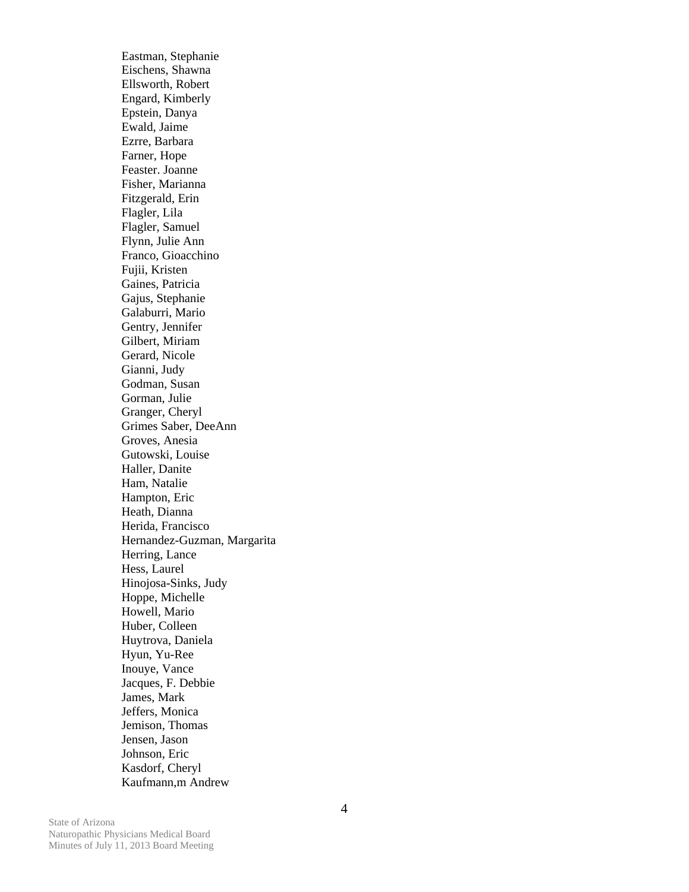Eastman, Stephanie
Eischens, Shawna
Ellsworth, Robert
Engard, Kimberly
Epstein, Danya
Ewald, Jaime
Ezrre, Barbara
Farner, Hope
Feaster. Joanne
Fisher, Marianna
Fitzgerald, Erin
Flagler, Lila
Flagler, Samuel
Flynn, Julie Ann
Franco, Gioacchino
Fujii, Kristen
Gaines, Patricia
Gajus, Stephanie
Galaburri, Mario
Gentry, Jennifer
Gilbert, Miriam
Gerard, Nicole
Gianni, Judy
Godman, Susan
Gorman, Julie
Granger, Cheryl
Grimes Saber, DeeAnn
Groves, Anesia
Gutowski, Louise
Haller, Danite
Ham, Natalie
Hampton, Eric
Heath, Dianna
Herida, Francisco
Hernandez-Guzman, Margarita
Herring, Lance
Hess, Laurel
Hinojosa-Sinks, Judy
Hoppe, Michelle
Howell, Mario
Huber, Colleen
Huytrova, Daniela
Hyun, Yu-Ree
Inouye, Vance
Jacques, F. Debbie
James, Mark
Jeffers, Monica
Jemison, Thomas
Jensen, Jason
Johnson, Eric
Kasdorf, Cheryl
Kaufmann,m Andrew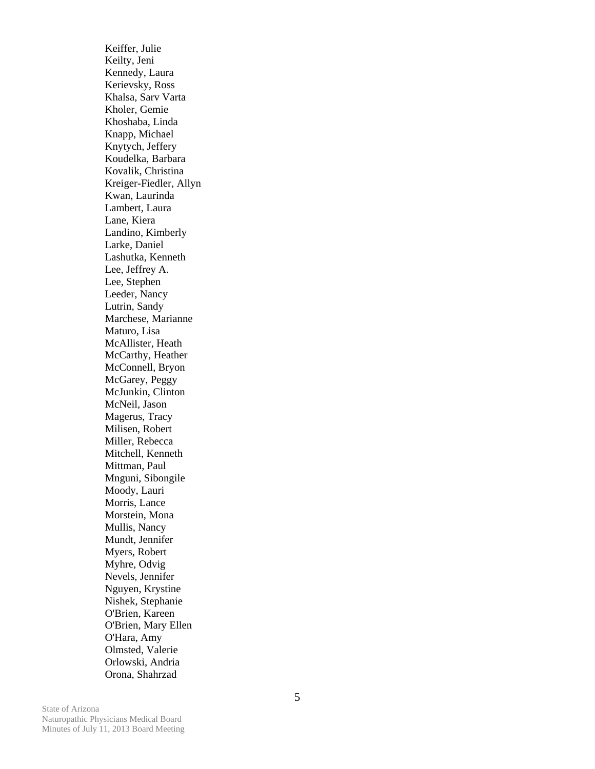Keiffer, Julie
Keilty, Jeni
Kennedy, Laura
Kerievsky, Ross
Khalsa, Sarv Varta
Kholer, Gemie
Khoshaba, Linda
Knapp, Michael
Knytych, Jeffery
Koudelka, Barbara
Kovalik, Christina
Kreiger-Fiedler, Allyn
Kwan, Laurinda
Lambert, Laura
Lane, Kiera
Landino, Kimberly
Larke, Daniel
Lashutka, Kenneth
Lee, Jeffrey A.
Lee, Stephen
Leeder, Nancy
Lutrin, Sandy
Marchese, Marianne
Maturo, Lisa
McAllister, Heath
McCarthy, Heather
McConnell, Bryon
McGarey, Peggy
McJunkin, Clinton
McNeil, Jason
Magerus, Tracy
Milisen, Robert
Miller, Rebecca
Mitchell, Kenneth
Mittman, Paul
Mnguni, Sibongile
Moody, Lauri
Morris, Lance
Morstein, Mona
Mullis, Nancy
Mundt, Jennifer
Myers, Robert
Myhre, Odvig
Nevels, Jennifer
Nguyen, Krystine
Nishek, Stephanie
O'Brien, Kareen
O'Brien, Mary Ellen
O'Hara, Amy
Olmsted, Valerie
Orlowski, Andria
Orona, Shahrzad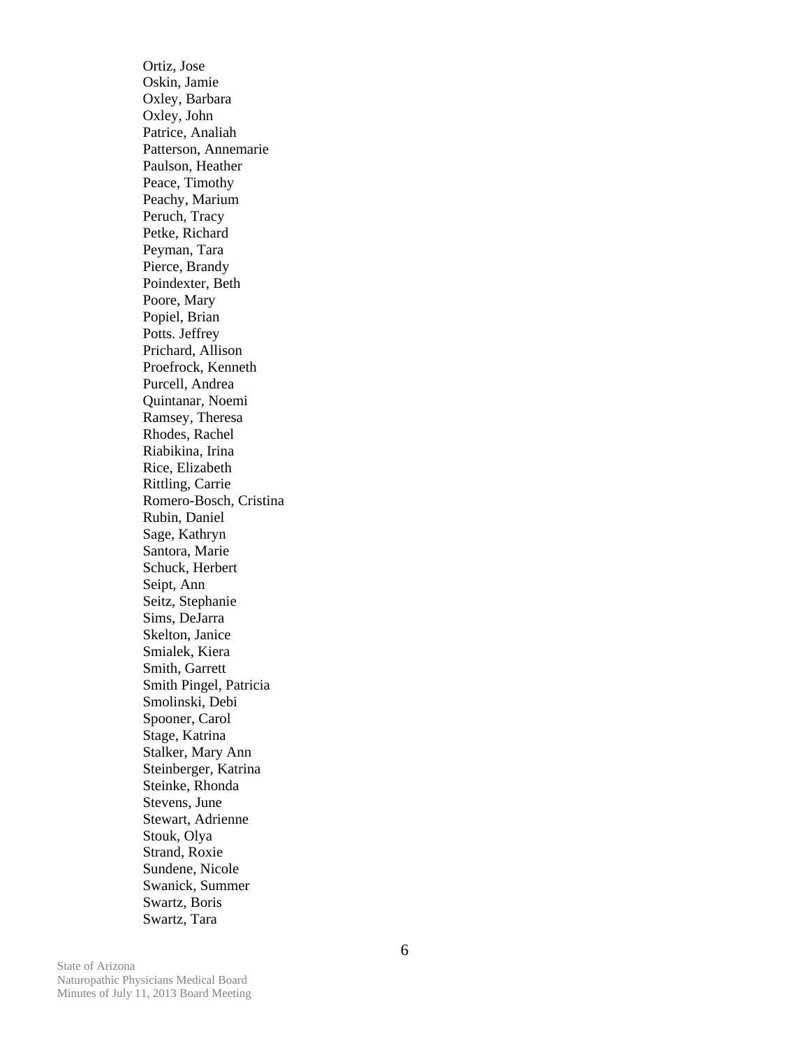Ortiz, Jose
Oskin, Jamie
Oxley, Barbara
Oxley, John
Patrice, Analiah
Patterson, Annemarie
Paulson, Heather
Peace, Timothy
Peachy, Marium
Peruch, Tracy
Petke, Richard
Peyman, Tara
Pierce, Brandy
Poindexter, Beth
Poore, Mary
Popiel, Brian
Potts. Jeffrey
Prichard, Allison
Proefrock, Kenneth
Purcell, Andrea
Quintanar, Noemi
Ramsey, Theresa
Rhodes, Rachel
Riabikina, Irina
Rice, Elizabeth
Rittling, Carrie
Romero-Bosch, Cristina
Rubin, Daniel
Sage, Kathryn
Santora, Marie
Schuck, Herbert
Seipt, Ann
Seitz, Stephanie
Sims, DeJarra
Skelton, Janice
Smialek, Kiera
Smith, Garrett
Smith Pingel, Patricia
Smolinski, Debi
Spooner, Carol
Stage, Katrina
Stalker, Mary Ann
Steinberger, Katrina
Steinke, Rhonda
Stevens, June
Stewart, Adrienne
Stouk, Olya
Strand, Roxie
Sundene, Nicole
Swanick, Summer
Swartz, Boris
Swartz, Tara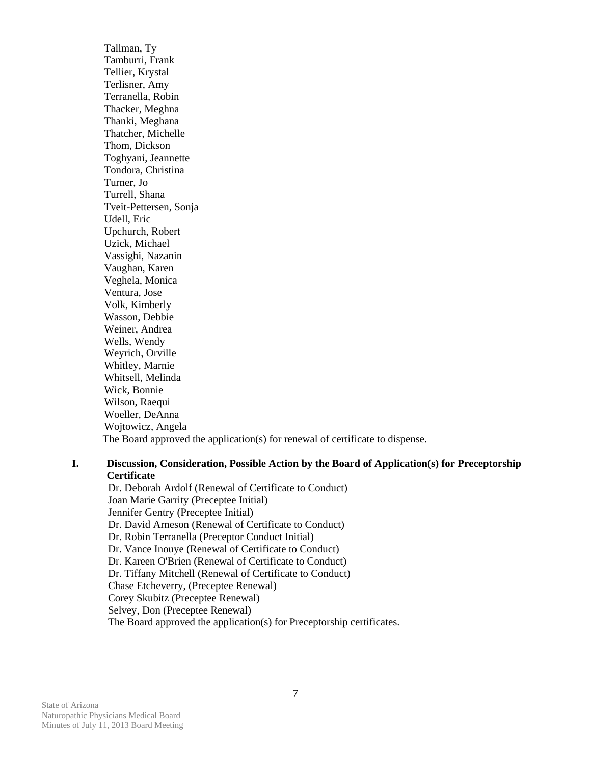Tallman, Ty
Tamburri, Frank
Tellier, Krystal
Terlisner, Amy
Terranella, Robin
Thacker, Meghna
Thanki, Meghana
Thatcher, Michelle
Thom, Dickson
Toghyani, Jeannette
Tondora, Christina
Turner, Jo
Turrell, Shana
Tveit-Pettersen, Sonja
Udell, Eric
Upchurch, Robert
Uzick, Michael
Vassighi, Nazanin
Vaughan, Karen
Veghela, Monica
Ventura, Jose
Volk, Kimberly
Wasson, Debbie
Weiner, Andrea
Wells, Wendy
Weyrich, Orville
Whitley, Marnie
Whitsell, Melinda
Wick, Bonnie
Wilson, Raequi
Woeller, DeAnna
Wojtowicz, Angela

The Board approved the application(s) for renewal of certificate to dispense.

**I. Discussion, Consideration, Possible Action by the Board of Application(s) for Preceptorship Certificate**

Dr. Deborah Ardolf (Renewal of Certificate to Conduct)
Joan Marie Garrity (Preceptee Initial)
Jennifer Gentry (Preceptee Initial)
Dr. David Arneson (Renewal of Certificate to Conduct)
Dr. Robin Terranella (Preceptor Conduct Initial)
Dr. Vance Inouye (Renewal of Certificate to Conduct)
Dr. Kareen O'Brien (Renewal of Certificate to Conduct)
Dr. Tiffany Mitchell (Renewal of Certificate to Conduct)
Chase Etcheverry, (Preceptee Renewal)
Corey Skubitz (Preceptee Renewal)
Selvey, Don (Preceptee Renewal)

The Board approved the application(s) for Preceptorship certificates.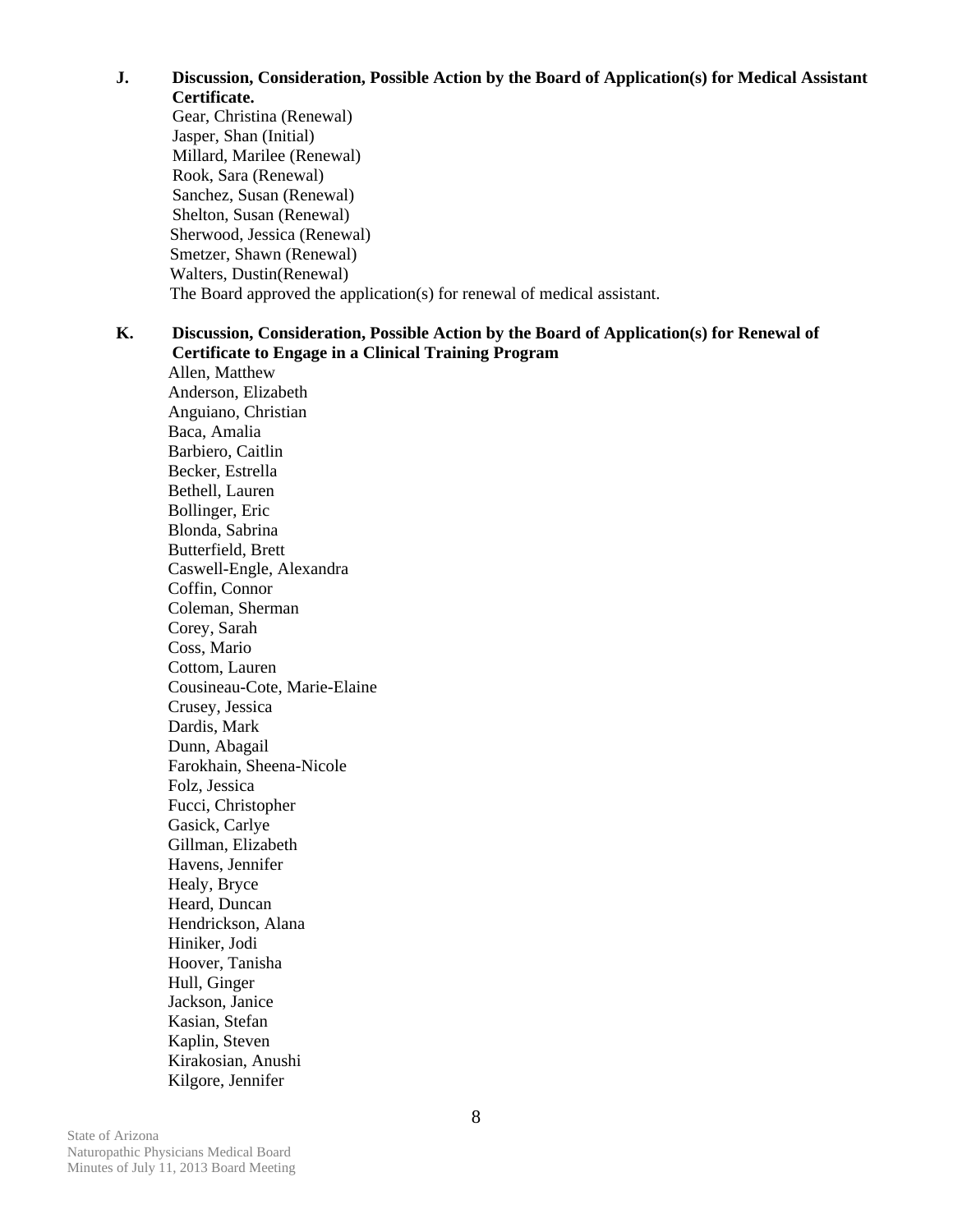**J. Discussion, Consideration, Possible Action by the Board of Application(s) for Medical Assistant Certificate.**

Gear, Christina (Renewal)
Jasper, Shan (Initial)
Millard, Marilee (Renewal)
Rook, Sara (Renewal)
Sanchez, Susan (Renewal)
Shelton, Susan (Renewal)
Sherwood, Jessica (Renewal)
Smetzer, Shawn (Renewal)
Walters, Dustin(Renewal)

The Board approved the application(s) for renewal of medical assistant.

**K. Discussion, Consideration, Possible Action by the Board of Application(s) for Renewal of Certificate to Engage in a Clinical Training Program**

Allen, Matthew
Anderson, Elizabeth
Anguiano, Christian
Baca, Amalia
Barbiero, Caitlin
Becker, Estrella
Bethell, Lauren
Bollinger, Eric
Blonda, Sabrina
Butterfield, Brett
Caswell-Engle, Alexandra
Coffin, Connor
Coleman, Sherman
Corey, Sarah
Coss, Mario
Cottom, Lauren
Cousineau-Cote, Marie-Elaine
Crusey, Jessica
Dardis, Mark
Dunn, Abagail
Farokhain, Sheena-Nicole
Folz, Jessica
Fucci, Christopher
Gasick, Carlye
Gillman, Elizabeth
Havens, Jennifer
Healy, Bryce
Heard, Duncan
Hendrickson, Alana
Hiniker, Jodi
Hoover, Tanisha
Hull, Ginger
Jackson, Janice
Kasian, Stefan
Kaplin, Steven
Kirakosian, Anushi
Kilgore, Jennifer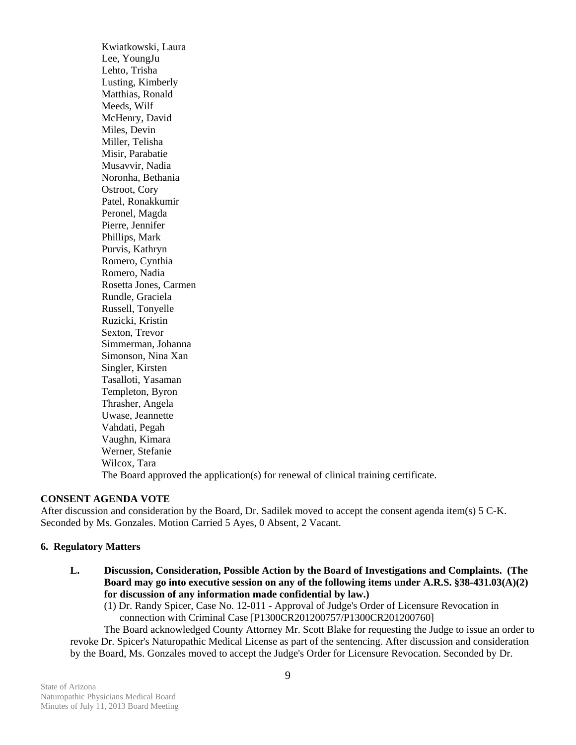Kwiatkowski, Laura
Lee, YoungJu
Lehto, Trisha
Lusting, Kimberly
Matthias, Ronald
Meeds, Wilf
McHenry, David
Miles, Devin
Miller, Telisha
Misir, Parabatie
Musavvir, Nadia
Noronha, Bethania
Ostroot, Cory
Patel, Ronakkumir
Peronel, Magda
Pierre, Jennifer
Phillips, Mark
Purvis, Kathryn
Romero, Cynthia
Romero, Nadia
Rosetta Jones, Carmen
Rundle, Graciela
Russell, Tonyelle
Ruzicki, Kristin
Sexton, Trevor
Simmerman, Johanna
Simonson, Nina Xan
Singler, Kirsten
Tasalloti, Yasaman
Templeton, Byron
Thrasher, Angela
Uwase, Jeannette
Vahdati, Pegah
Vaughn, Kimara
Werner, Stefanie
Wilcox, Tara

The Board approved the application(s) for renewal of clinical training certificate.

**CONSENT AGENDA VOTE**

After discussion and consideration by the Board, Dr. Sadilek moved to accept the consent agenda item(s) 5 C-K. Seconded by Ms. Gonzales. Motion Carried 5 Ayes, 0 Absent, 2 Vacant.

**6. Regulatory Matters**

**L. Discussion, Consideration, Possible Action by the Board of Investigations and Complaints. (The Board may go into executive session on any of the following items under A.R.S. §38-431.03(A)(2) for discussion of any information made confidential by law.)**

(1) Dr. Randy Spicer, Case No. 12-011 - Approval of Judge's Order of Licensure Revocation in connection with Criminal Case [P1300CR201200757/P1300CR201200760]

The Board acknowledged County Attorney Mr. Scott Blake for requesting the Judge to issue an order to revoke Dr. Spicer's Naturopathic Medical License as part of the sentencing. After discussion and consideration by the Board, Ms. Gonzales moved to accept the Judge's Order for Licensure Revocation. Seconded by Dr.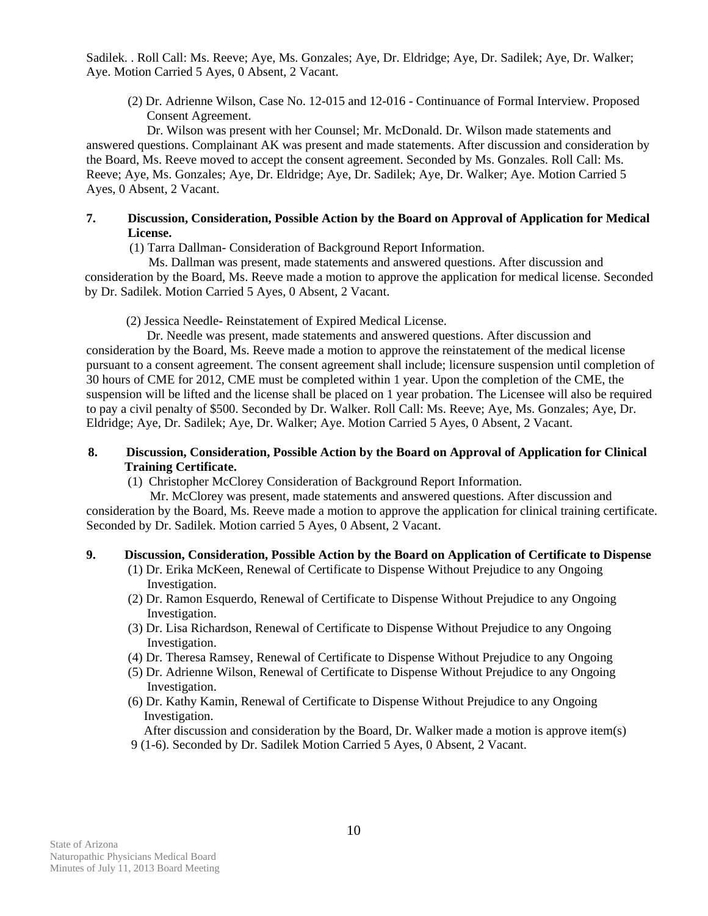Sadilek. . Roll Call: Ms. Reeve; Aye, Ms. Gonzales; Aye, Dr. Eldridge; Aye, Dr. Sadilek; Aye, Dr. Walker; Aye. Motion Carried 5 Ayes, 0 Absent, 2 Vacant.

(2) Dr. Adrienne Wilson, Case No. 12-015 and 12-016 - Continuance of Formal Interview. Proposed Consent Agreement.

Dr. Wilson was present with her Counsel; Mr. McDonald. Dr. Wilson made statements and answered questions. Complainant AK was present and made statements. After discussion and consideration by the Board, Ms. Reeve moved to accept the consent agreement. Seconded by Ms. Gonzales. Roll Call: Ms. Reeve; Aye, Ms. Gonzales; Aye, Dr. Eldridge; Aye, Dr. Sadilek; Aye, Dr. Walker; Aye. Motion Carried 5 Ayes, 0 Absent, 2 Vacant.

**7. Discussion, Consideration, Possible Action by the Board on Approval of Application for Medical License.**

(1) Tarra Dallman- Consideration of Background Report Information.

Ms. Dallman was present, made statements and answered questions. After discussion and consideration by the Board, Ms. Reeve made a motion to approve the application for medical license. Seconded by Dr. Sadilek. Motion Carried 5 Ayes, 0 Absent, 2 Vacant.

(2) Jessica Needle- Reinstatement of Expired Medical License.

Dr. Needle was present, made statements and answered questions. After discussion and consideration by the Board, Ms. Reeve made a motion to approve the reinstatement of the medical license pursuant to a consent agreement. The consent agreement shall include; licensure suspension until completion of 30 hours of CME for 2012, CME must be completed within 1 year. Upon the completion of the CME, the suspension will be lifted and the license shall be placed on 1 year probation. The Licensee will also be required to pay a civil penalty of $500. Seconded by Dr. Walker. Roll Call: Ms. Reeve; Aye, Ms. Gonzales; Aye, Dr. Eldridge; Aye, Dr. Sadilek; Aye, Dr. Walker; Aye. Motion Carried 5 Ayes, 0 Absent, 2 Vacant.

**8. Discussion, Consideration, Possible Action by the Board on Approval of Application for Clinical Training Certificate.**

(1) Christopher McClorey Consideration of Background Report Information.

Mr. McClorey was present, made statements and answered questions. After discussion and consideration by the Board, Ms. Reeve made a motion to approve the application for clinical training certificate. Seconded by Dr. Sadilek. Motion carried 5 Ayes, 0 Absent, 2 Vacant.

**9. Discussion, Consideration, Possible Action by the Board on Application of Certificate to Dispense**

(1) Dr. Erika McKeen, Renewal of Certificate to Dispense Without Prejudice to any Ongoing Investigation.
(2) Dr. Ramon Esquerdo, Renewal of Certificate to Dispense Without Prejudice to any Ongoing Investigation.
(3) Dr. Lisa Richardson, Renewal of Certificate to Dispense Without Prejudice to any Ongoing Investigation.
(4) Dr. Theresa Ramsey, Renewal of Certificate to Dispense Without Prejudice to any Ongoing
(5) Dr. Adrienne Wilson, Renewal of Certificate to Dispense Without Prejudice to any Ongoing Investigation.
(6) Dr. Kathy Kamin, Renewal of Certificate to Dispense Without Prejudice to any Ongoing Investigation.

After discussion and consideration by the Board, Dr. Walker made a motion is approve item(s) 9 (1-6). Seconded by Dr. Sadilek Motion Carried 5 Ayes, 0 Absent, 2 Vacant.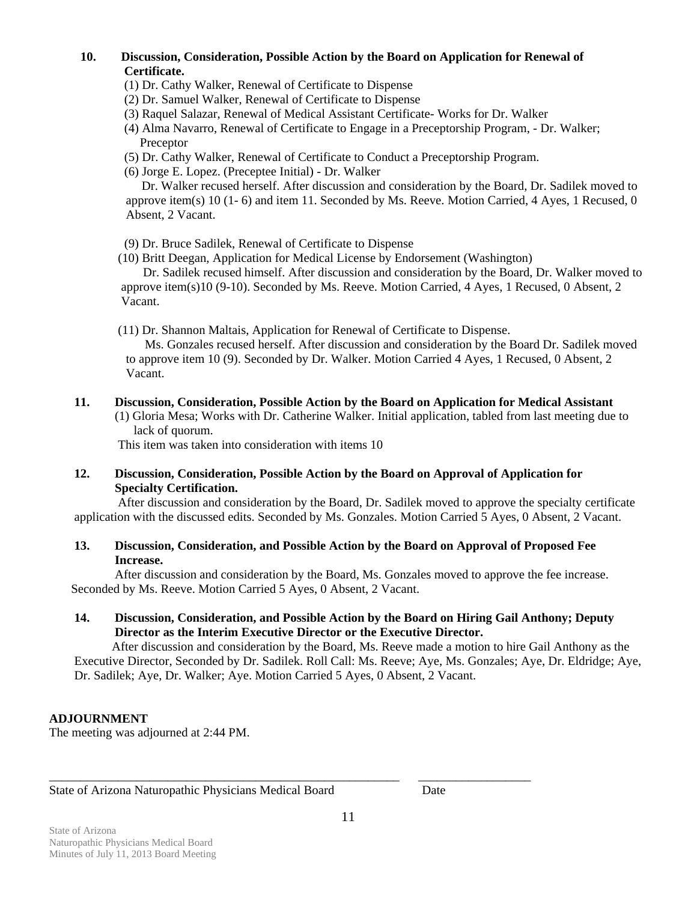**10. Discussion, Consideration, Possible Action by the Board on Application for Renewal of Certificate.**

(1) Dr. Cathy Walker, Renewal of Certificate to Dispense
(2) Dr. Samuel Walker, Renewal of Certificate to Dispense
(3) Raquel Salazar, Renewal of Medical Assistant Certificate- Works for Dr. Walker
(4) Alma Navarro, Renewal of Certificate to Engage in a Preceptorship Program, - Dr. Walker; Preceptor
(5) Dr. Cathy Walker, Renewal of Certificate to Conduct a Preceptorship Program.
(6) Jorge E. Lopez. (Preceptee Initial) - Dr. Walker

Dr. Walker recused herself. After discussion and consideration by the Board, Dr. Sadilek moved to approve item(s) 10 (1- 6) and item 11. Seconded by Ms. Reeve. Motion Carried, 4 Ayes, 1 Recused, 0 Absent, 2 Vacant.

(9) Dr. Bruce Sadilek, Renewal of Certificate to Dispense
(10) Britt Deegan, Application for Medical License by Endorsement (Washington)

Dr. Sadilek recused himself. After discussion and consideration by the Board, Dr. Walker moved to approve item(s)10 (9-10). Seconded by Ms. Reeve. Motion Carried, 4 Ayes, 1 Recused, 0 Absent, 2 Vacant.

(11) Dr. Shannon Maltais, Application for Renewal of Certificate to Dispense.

Ms. Gonzales recused herself. After discussion and consideration by the Board Dr. Sadilek moved to approve item 10 (9). Seconded by Dr. Walker. Motion Carried 4 Ayes, 1 Recused, 0 Absent, 2 Vacant.

**11. Discussion, Consideration, Possible Action by the Board on Application for Medical Assistant**

(1) Gloria Mesa; Works with Dr. Catherine Walker. Initial application, tabled from last meeting due to lack of quorum.

This item was taken into consideration with items 10

**12. Discussion, Consideration, Possible Action by the Board on Approval of Application for Specialty Certification.**

After discussion and consideration by the Board, Dr. Sadilek moved to approve the specialty certificate application with the discussed edits. Seconded by Ms. Gonzales. Motion Carried 5 Ayes, 0 Absent, 2 Vacant.

**13. Discussion, Consideration, and Possible Action by the Board on Approval of Proposed Fee Increase.**

After discussion and consideration by the Board, Ms. Gonzales moved to approve the fee increase. Seconded by Ms. Reeve. Motion Carried 5 Ayes, 0 Absent, 2 Vacant.

**14. Discussion, Consideration, and Possible Action by the Board on Hiring Gail Anthony; Deputy Director as the Interim Executive Director or the Executive Director.**

After discussion and consideration by the Board, Ms. Reeve made a motion to hire Gail Anthony as the Executive Director, Seconded by Dr. Sadilek. Roll Call: Ms. Reeve; Aye, Ms. Gonzales; Aye, Dr. Eldridge; Aye, Dr. Sadilek; Aye, Dr. Walker; Aye. Motion Carried 5 Ayes, 0 Absent, 2 Vacant.

**ADJOURNMENT**

The meeting was adjourned at 2:44 PM.

\_\_\_\_\_\_\_\_\_\_\_\_\_\_\_\_\_\_\_\_\_\_\_\_\_\_\_\_\_\_\_\_\_\_\_\_\_\_\_\_\_\_\_\_\_\_\_\_\_\_\_\_\_\_ \_\_\_\_\_\_\_\_\_\_\_\_\_\_\_\_\_\_

State of Arizona Naturopathic Physicians Medical Board Date